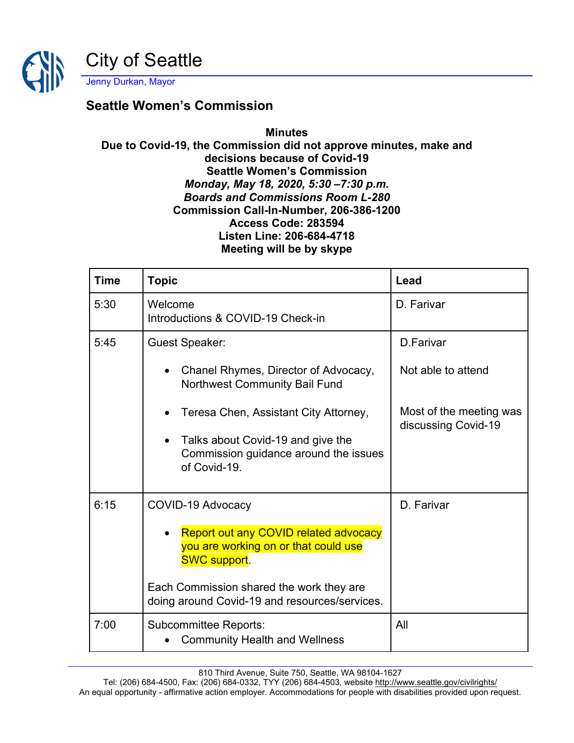# City of Seattle

Jenny Durkan, Mayor

## Seattle Women's Commission

**Minutes**
**Due to Covid-19, the Commission did not approve minutes, make and decisions because of Covid-19**
**Seattle Women's Commission**
***Monday, May 18, 2020, 5:30 –7:30 p.m.***
***Boards and Commissions Room L-280***
**Commission Call-In-Number, 206-386-1200**
**Access Code: 283594**
**Listen Line: 206-684-4718**
**Meeting will be by skype**

| Time | Topic | Lead |
|---|---|---|
| 5:30 | Welcome<br>Introductions & COVID-19 Check-in | D. Farivar |
| 5:45 | Guest Speaker:<br>• Chanel Rhymes, Director of Advocacy, Northwest Community Bail Fund<br>• Teresa Chen, Assistant City Attorney,<br>• Talks about Covid-19 and give the Commission guidance around the issues of Covid-19. | D.Farivar<br>Not able to attend<br>Most of the meeting was discussing Covid-19 |
| 6:15 | COVID-19 Advocacy<br>• Report out any COVID related advocacy you are working on or that could use SWC support.<br>Each Commission shared the work they are doing around Covid-19 and resources/services. | D. Farivar |
| 7:00 | Subcommittee Reports:<br>• Community Health and Wellness | All |

810 Third Avenue, Suite 750, Seattle, WA 98104-1627
Tel: (206) 684-4500, Fax: (206) 684-0332, TYY (206) 684-4503, website http://www.seattle.gov/civilrights/
An equal opportunity - affirmative action employer. Accommodations for people with disabilities provided upon request.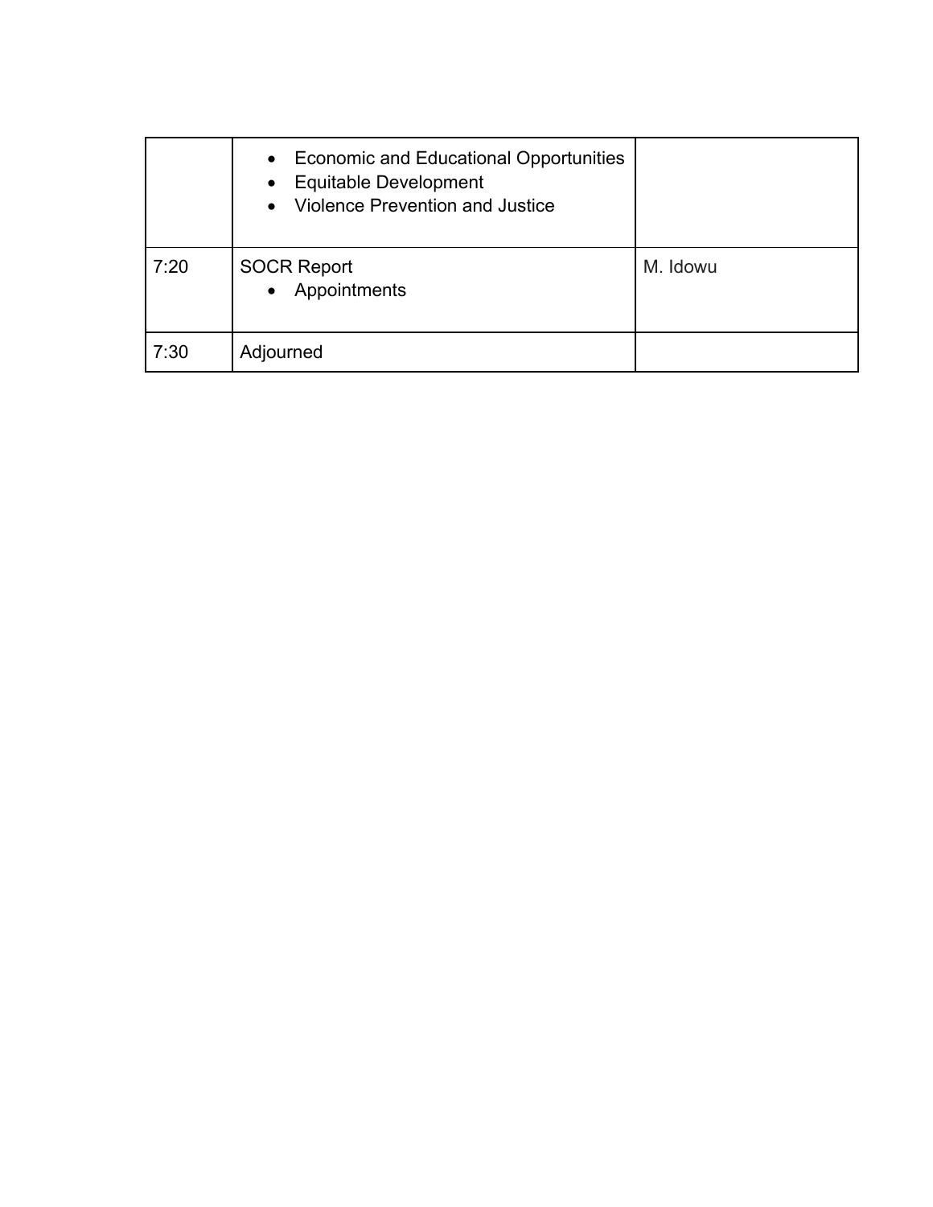| | | |
|---|---|---|
| | • Economic and Educational Opportunities<br>• Equitable Development<br>• Violence Prevention and Justice | |
| 7:20 | SOCR Report<br>• Appointments | M. Idowu |
| 7:30 | Adjourned | |